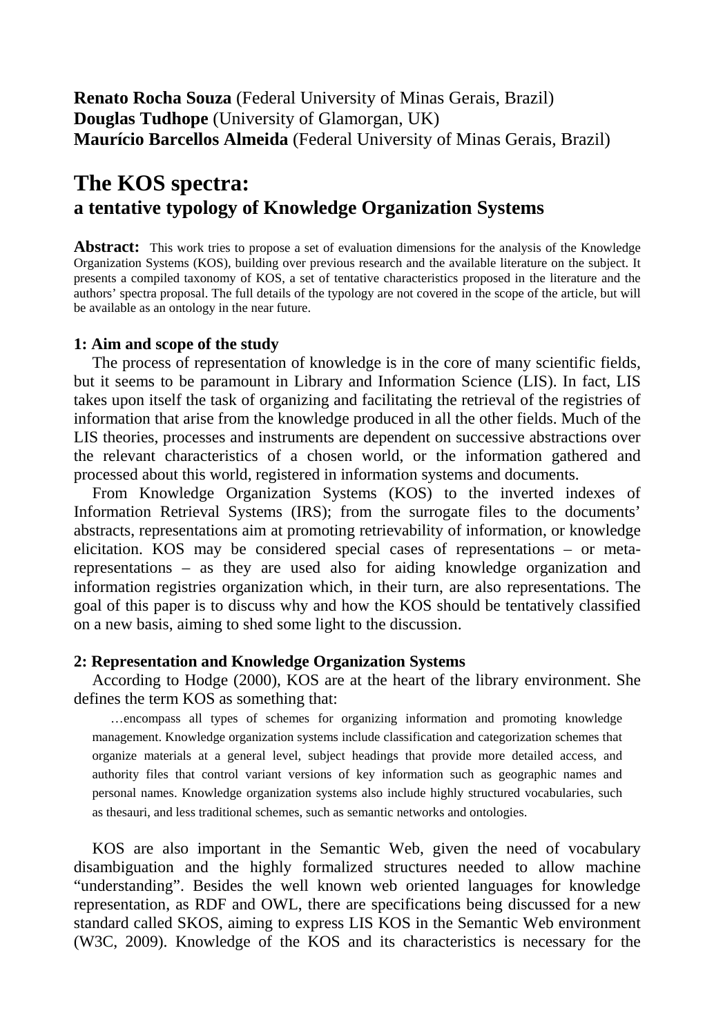**Renato Rocha Souza** (Federal University of Minas Gerais, Brazil)
**Douglas Tudhope** (University of Glamorgan, UK)
**Maurício Barcellos Almeida** (Federal University of Minas Gerais, Brazil)

# The KOS spectra: a tentative typology of Knowledge Organization Systems

**Abstract:** This work tries to propose a set of evaluation dimensions for the analysis of the Knowledge Organization Systems (KOS), building over previous research and the available literature on the subject. It presents a compiled taxonomy of KOS, a set of tentative characteristics proposed in the literature and the authors' spectra proposal. The full details of the typology are not covered in the scope of the article, but will be available as an ontology in the near future.

## 1: Aim and scope of the study

The process of representation of knowledge is in the core of many scientific fields, but it seems to be paramount in Library and Information Science (LIS). In fact, LIS takes upon itself the task of organizing and facilitating the retrieval of the registries of information that arise from the knowledge produced in all the other fields. Much of the LIS theories, processes and instruments are dependent on successive abstractions over the relevant characteristics of a chosen world, or the information gathered and processed about this world, registered in information systems and documents.

From Knowledge Organization Systems (KOS) to the inverted indexes of Information Retrieval Systems (IRS); from the surrogate files to the documents' abstracts, representations aim at promoting retrievability of information, or knowledge elicitation. KOS may be considered special cases of representations – or meta-representations – as they are used also for aiding knowledge organization and information registries organization which, in their turn, are also representations. The goal of this paper is to discuss why and how the KOS should be tentatively classified on a new basis, aiming to shed some light to the discussion.

## 2: Representation and Knowledge Organization Systems

According to Hodge (2000), KOS are at the heart of the library environment. She defines the term KOS as something that:

> …encompass all types of schemes for organizing information and promoting knowledge management. Knowledge organization systems include classification and categorization schemes that organize materials at a general level, subject headings that provide more detailed access, and authority files that control variant versions of key information such as geographic names and personal names. Knowledge organization systems also include highly structured vocabularies, such as thesauri, and less traditional schemes, such as semantic networks and ontologies.

KOS are also important in the Semantic Web, given the need of vocabulary disambiguation and the highly formalized structures needed to allow machine "understanding". Besides the well known web oriented languages for knowledge representation, as RDF and OWL, there are specifications being discussed for a new standard called SKOS, aiming to express LIS KOS in the Semantic Web environment (W3C, 2009). Knowledge of the KOS and its characteristics is necessary for the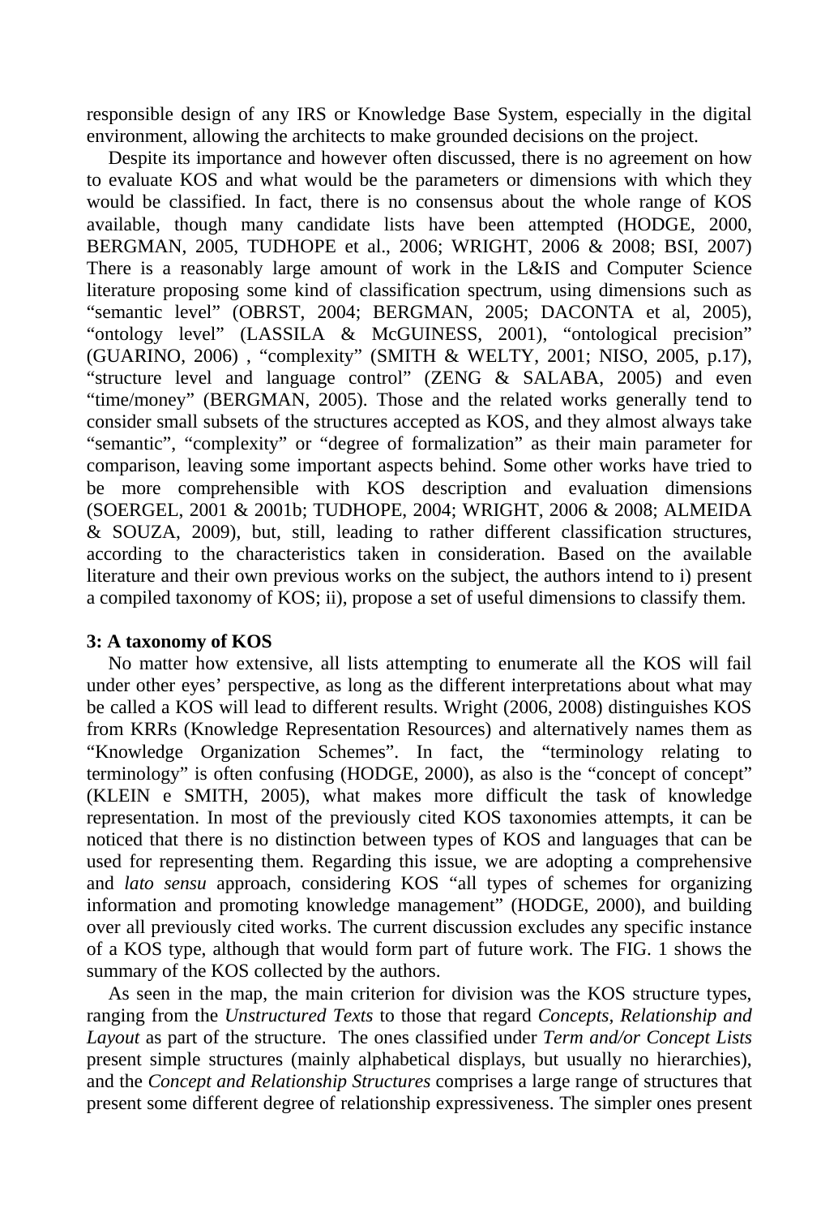responsible design of any IRS or Knowledge Base System, especially in the digital environment, allowing the architects to make grounded decisions on the project.

Despite its importance and however often discussed, there is no agreement on how to evaluate KOS and what would be the parameters or dimensions with which they would be classified. In fact, there is no consensus about the whole range of KOS available, though many candidate lists have been attempted (HODGE, 2000, BERGMAN, 2005, TUDHOPE et al., 2006; WRIGHT, 2006 & 2008; BSI, 2007) There is a reasonably large amount of work in the L&IS and Computer Science literature proposing some kind of classification spectrum, using dimensions such as "semantic level" (OBRST, 2004; BERGMAN, 2005; DACONTA et al, 2005), "ontology level" (LASSILA & McGUINESS, 2001), "ontological precision" (GUARINO, 2006) , "complexity" (SMITH & WELTY, 2001; NISO, 2005, p.17), "structure level and language control" (ZENG & SALABA, 2005) and even "time/money" (BERGMAN, 2005). Those and the related works generally tend to consider small subsets of the structures accepted as KOS, and they almost always take "semantic", "complexity" or "degree of formalization" as their main parameter for comparison, leaving some important aspects behind. Some other works have tried to be more comprehensible with KOS description and evaluation dimensions (SOERGEL, 2001 & 2001b; TUDHOPE, 2004; WRIGHT, 2006 & 2008; ALMEIDA & SOUZA, 2009), but, still, leading to rather different classification structures, according to the characteristics taken in consideration. Based on the available literature and their own previous works on the subject, the authors intend to i) present a compiled taxonomy of KOS; ii), propose a set of useful dimensions to classify them.

### 3: A taxonomy of KOS

No matter how extensive, all lists attempting to enumerate all the KOS will fail under other eyes' perspective, as long as the different interpretations about what may be called a KOS will lead to different results. Wright (2006, 2008) distinguishes KOS from KRRs (Knowledge Representation Resources) and alternatively names them as "Knowledge Organization Schemes". In fact, the "terminology relating to terminology" is often confusing (HODGE, 2000), as also is the "concept of concept" (KLEIN e SMITH, 2005), what makes more difficult the task of knowledge representation. In most of the previously cited KOS taxonomies attempts, it can be noticed that there is no distinction between types of KOS and languages that can be used for representing them. Regarding this issue, we are adopting a comprehensive and *lato sensu* approach, considering KOS "all types of schemes for organizing information and promoting knowledge management" (HODGE, 2000), and building over all previously cited works. The current discussion excludes any specific instance of a KOS type, although that would form part of future work. The FIG. 1 shows the summary of the KOS collected by the authors.

As seen in the map, the main criterion for division was the KOS structure types, ranging from the *Unstructured Texts* to those that regard *Concepts, Relationship and Layout* as part of the structure. The ones classified under *Term and/or Concept Lists* present simple structures (mainly alphabetical displays, but usually no hierarchies), and the *Concept and Relationship Structures* comprises a large range of structures that present some different degree of relationship expressiveness. The simpler ones present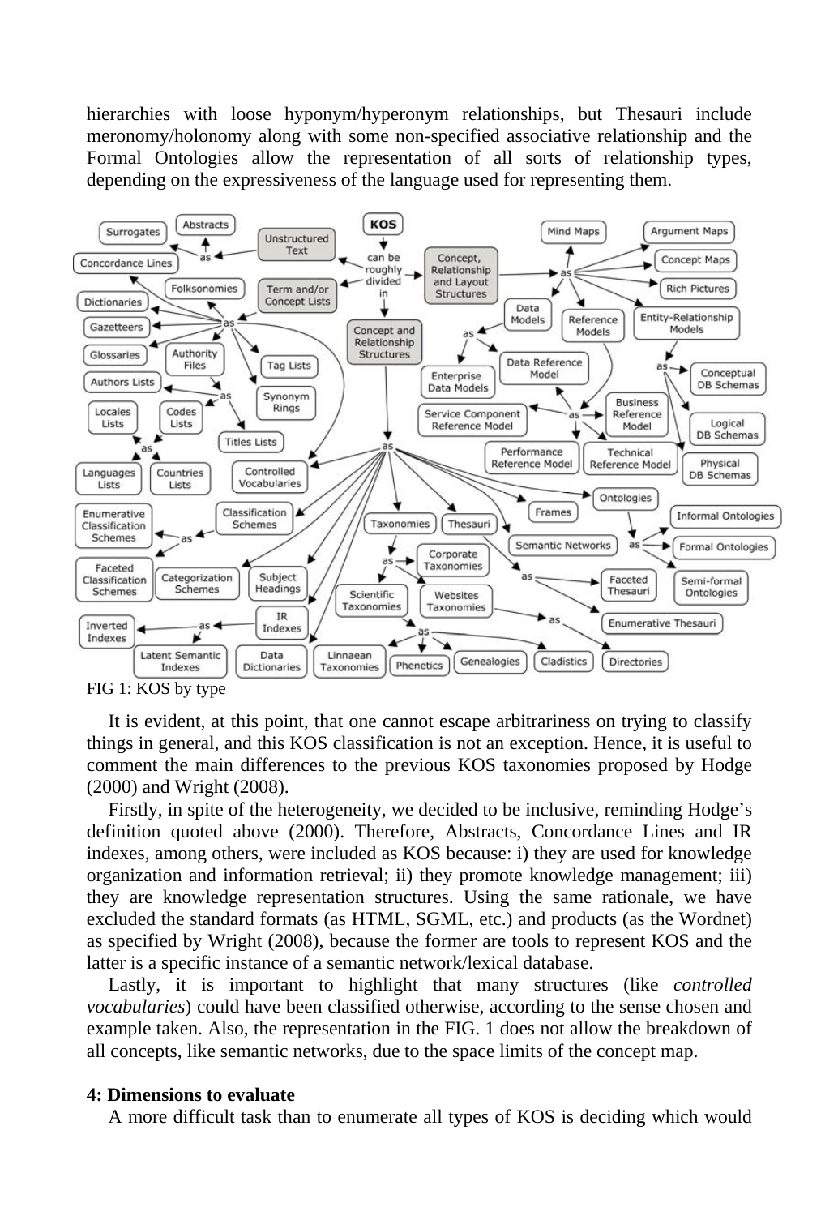hierarchies with loose hyponym/hyperonym relationships, but Thesauri include meronomy/holonomy along with some non-specified associative relationship and the Formal Ontologies allow the representation of all sorts of relationship types, depending on the expressiveness of the language used for representing them.

FIG 1: KOS by type

It is evident, at this point, that one cannot escape arbitrariness on trying to classify things in general, and this KOS classification is not an exception. Hence, it is useful to comment the main differences to the previous KOS taxonomies proposed by Hodge (2000) and Wright (2008).

Firstly, in spite of the heterogeneity, we decided to be inclusive, reminding Hodge's definition quoted above (2000). Therefore, Abstracts, Concordance Lines and IR indexes, among others, were included as KOS because: i) they are used for knowledge organization and information retrieval; ii) they promote knowledge management; iii) they are knowledge representation structures. Using the same rationale, we have excluded the standard formats (as HTML, SGML, etc.) and products (as the Wordnet) as specified by Wright (2008), because the former are tools to represent KOS and the latter is a specific instance of a semantic network/lexical database.

Lastly, it is important to highlight that many structures (like *controlled vocabularies*) could have been classified otherwise, according to the sense chosen and example taken. Also, the representation in the FIG. 1 does not allow the breakdown of all concepts, like semantic networks, due to the space limits of the concept map.

**4: Dimensions to evaluate**

A more difficult task than to enumerate all types of KOS is deciding which would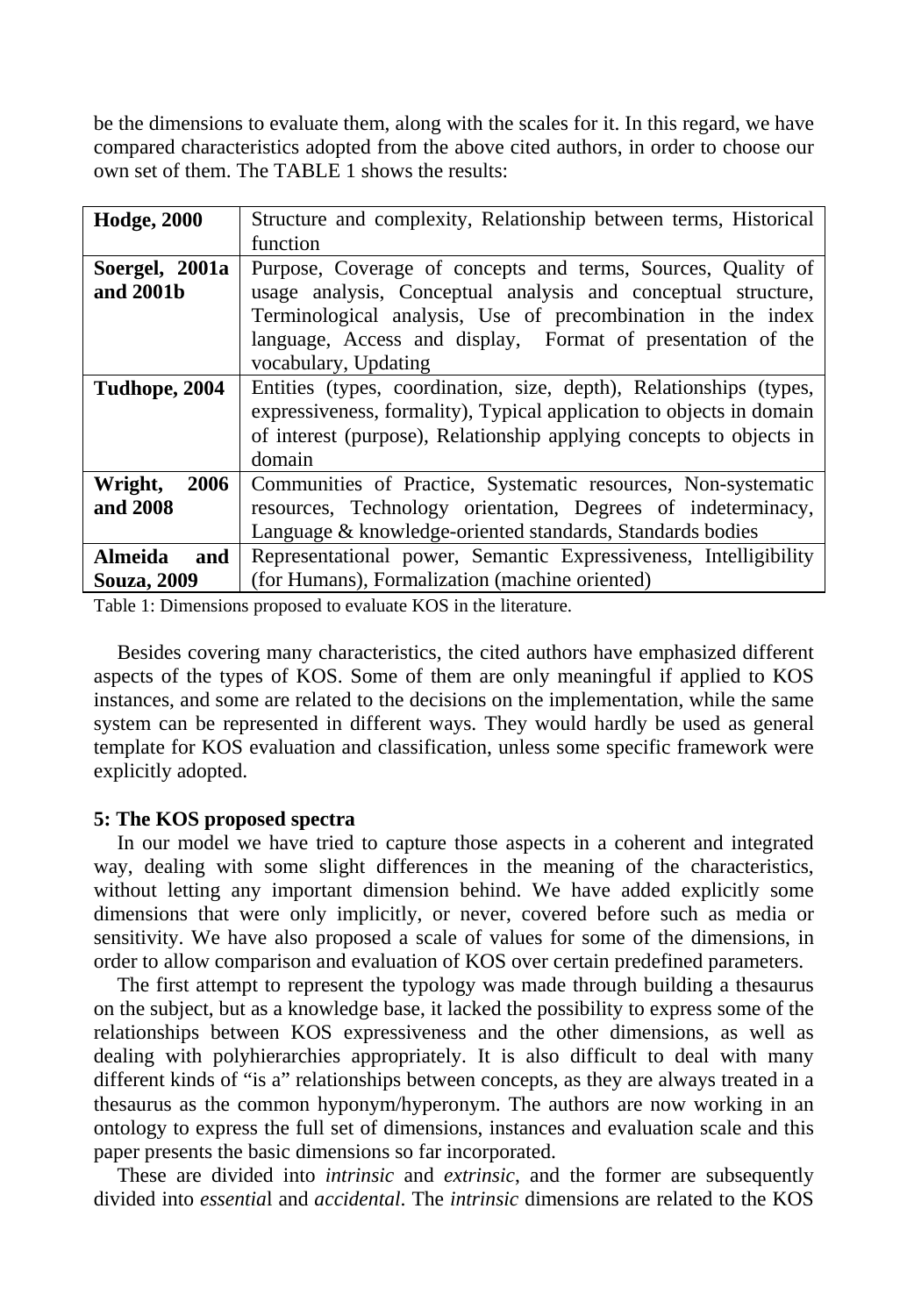be the dimensions to evaluate them, along with the scales for it. In this regard, we have compared characteristics adopted from the above cited authors, in order to choose our own set of them. The TABLE 1 shows the results:

| | |
|---|---|
| **Hodge, 2000** | Structure and complexity, Relationship between terms, Historical function |
| **Soergel, 2001a and 2001b** | Purpose, Coverage of concepts and terms, Sources, Quality of usage analysis, Conceptual analysis and conceptual structure, Terminological analysis, Use of precombination in the index language, Access and display, Format of presentation of the vocabulary, Updating |
| **Tudhope, 2004** | Entities (types, coordination, size, depth), Relationships (types, expressiveness, formality), Typical application to objects in domain of interest (purpose), Relationship applying concepts to objects in domain |
| **Wright, 2006 and 2008** | Communities of Practice, Systematic resources, Non-systematic resources, Technology orientation, Degrees of indeterminacy, Language & knowledge-oriented standards, Standards bodies |
| **Almeida and Souza, 2009** | Representational power, Semantic Expressiveness, Intelligibility (for Humans), Formalization (machine oriented) |

Table 1: Dimensions proposed to evaluate KOS in the literature.

Besides covering many characteristics, the cited authors have emphasized different aspects of the types of KOS. Some of them are only meaningful if applied to KOS instances, and some are related to the decisions on the implementation, while the same system can be represented in different ways. They would hardly be used as general template for KOS evaluation and classification, unless some specific framework were explicitly adopted.

**5: The KOS proposed spectra**

In our model we have tried to capture those aspects in a coherent and integrated way, dealing with some slight differences in the meaning of the characteristics, without letting any important dimension behind. We have added explicitly some dimensions that were only implicitly, or never, covered before such as media or sensitivity. We have also proposed a scale of values for some of the dimensions, in order to allow comparison and evaluation of KOS over certain predefined parameters.

The first attempt to represent the typology was made through building a thesaurus on the subject, but as a knowledge base, it lacked the possibility to express some of the relationships between KOS expressiveness and the other dimensions, as well as dealing with polyhierarchies appropriately. It is also difficult to deal with many different kinds of "is a" relationships between concepts, as they are always treated in a thesaurus as the common hyponym/hyperonym. The authors are now working in an ontology to express the full set of dimensions, instances and evaluation scale and this paper presents the basic dimensions so far incorporated.

These are divided into *intrinsic* and *extrinsic*, and the former are subsequently divided into *essential* and *accidental*. The *intrinsic* dimensions are related to the KOS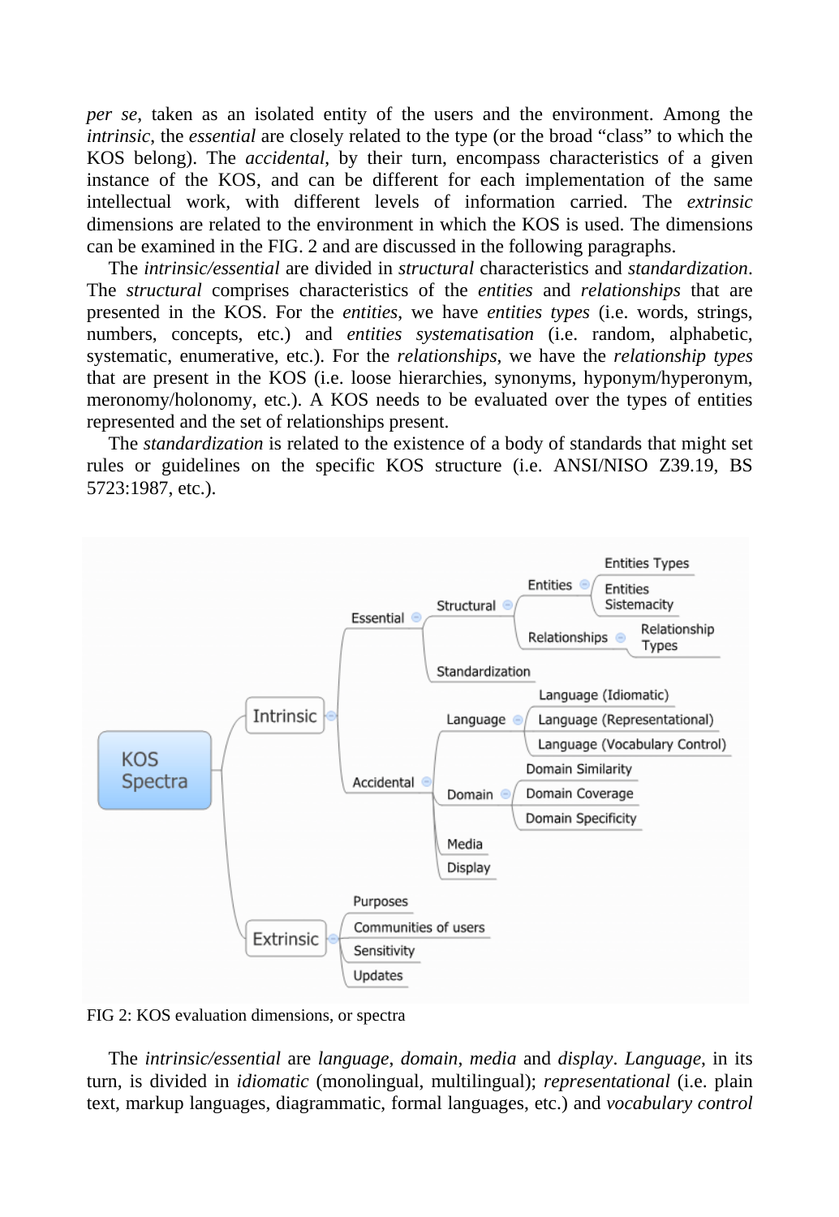*per se*, taken as an isolated entity of the users and the environment. Among the *intrinsic*, the *essential* are closely related to the type (or the broad "class" to which the KOS belong). The *accidental*, by their turn, encompass characteristics of a given instance of the KOS, and can be different for each implementation of the same intellectual work, with different levels of information carried. The *extrinsic* dimensions are related to the environment in which the KOS is used. The dimensions can be examined in the FIG. 2 and are discussed in the following paragraphs.

The *intrinsic/essential* are divided in *structural* characteristics and *standardization*. The *structural* comprises characteristics of the *entities* and *relationships* that are presented in the KOS. For the *entities*, we have *entities types* (i.e. words, strings, numbers, concepts, etc.) and *entities systematisation* (i.e. random, alphabetic, systematic, enumerative, etc.). For the *relationships*, we have the *relationship types* that are present in the KOS (i.e. loose hierarchies, synonyms, hyponym/hyperonym, meronomy/holonomy, etc.). A KOS needs to be evaluated over the types of entities represented and the set of relationships present.

The *standardization* is related to the existence of a body of standards that might set rules or guidelines on the specific KOS structure (i.e. ANSI/NISO Z39.19, BS 5723:1987, etc.).

- KOS Spectra
  - Intrinsic
    - Essential
      - Structural
        - Entities
          - Entities Types
          - Entities Sistemacity
        - Relationships
          - Relationship Types
      - Standardization
    - Accidental
      - Language
        - Language (Idiomatic)
        - Language (Representational)
        - Language (Vocabulary Control)
      - Domain
        - Domain Similarity
        - Domain Coverage
        - Domain Specificity
      - Media
      - Display
  - Extrinsic
    - Purposes
    - Communities of users
    - Sensitivity
    - Updates

FIG 2: KOS evaluation dimensions, or spectra

The *intrinsic/essential* are *language*, *domain*, *media* and *display*. *Language*, in its turn, is divided in *idiomatic* (monolingual, multilingual); *representational* (i.e. plain text, markup languages, diagrammatic, formal languages, etc.) and *vocabulary control*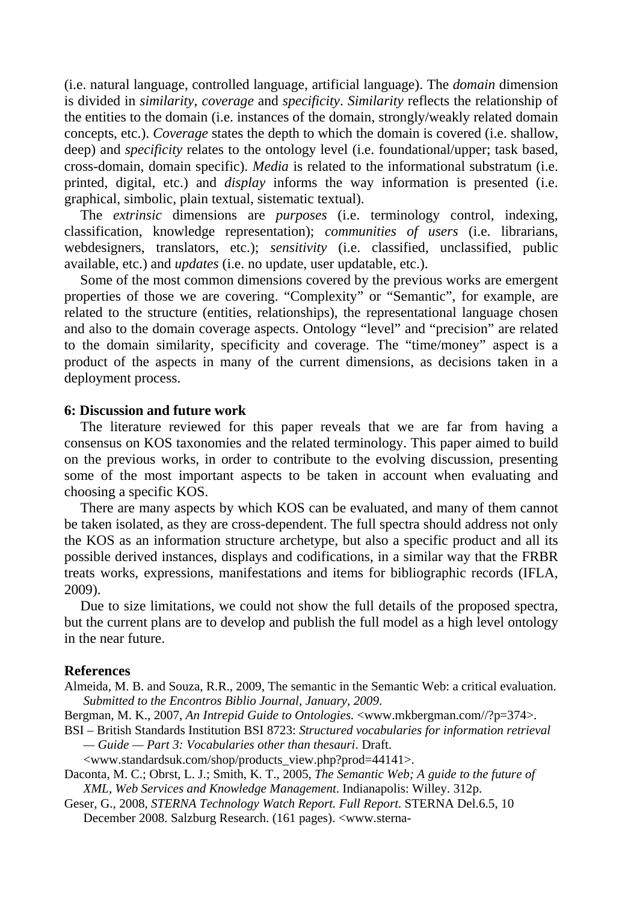(i.e. natural language, controlled language, artificial language). The *domain* dimension is divided in *similarity*, *coverage* and *specificity*. *Similarity* reflects the relationship of the entities to the domain (i.e. instances of the domain, strongly/weakly related domain concepts, etc.). *Coverage* states the depth to which the domain is covered (i.e. shallow, deep) and *specificity* relates to the ontology level (i.e. foundational/upper; task based, cross-domain, domain specific). *Media* is related to the informational substratum (i.e. printed, digital, etc.) and *display* informs the way information is presented (i.e. graphical, simbolic, plain textual, sistematic textual).

The *extrinsic* dimensions are *purposes* (i.e. terminology control, indexing, classification, knowledge representation); *communities of users* (i.e. librarians, webdesigners, translators, etc.); *sensitivity* (i.e. classified, unclassified, public available, etc.) and *updates* (i.e. no update, user updatable, etc.).

Some of the most common dimensions covered by the previous works are emergent properties of those we are covering. “Complexity” or “Semantic”, for example, are related to the structure (entities, relationships), the representational language chosen and also to the domain coverage aspects. Ontology “level” and “precision” are related to the domain similarity, specificity and coverage. The “time/money” aspect is a product of the aspects in many of the current dimensions, as decisions taken in a deployment process.

### 6: Discussion and future work

The literature reviewed for this paper reveals that we are far from having a consensus on KOS taxonomies and the related terminology. This paper aimed to build on the previous works, in order to contribute to the evolving discussion, presenting some of the most important aspects to be taken in account when evaluating and choosing a specific KOS.

There are many aspects by which KOS can be evaluated, and many of them cannot be taken isolated, as they are cross-dependent. The full spectra should address not only the KOS as an information structure archetype, but also a specific product and all its possible derived instances, displays and codifications, in a similar way that the FRBR treats works, expressions, manifestations and items for bibliographic records (IFLA, 2009).

Due to size limitations, we could not show the full details of the proposed spectra, but the current plans are to develop and publish the full model as a high level ontology in the near future.

### References

Almeida, M. B. and Souza, R.R., 2009, The semantic in the Semantic Web: a critical evaluation. *Submitted to the Encontros Biblio Journal, January, 2009*.

Bergman, M. K., 2007, *An Intrepid Guide to Ontologies.* <www.mkbergman.com//?p=374>.

BSI – British Standards Institution BSI 8723: *Structured vocabularies for information retrieval — Guide — Part 3: Vocabularies other than thesauri*. Draft. <www.standardsuk.com/shop/products_view.php?prod=44141>.

Daconta, M. C.; Obrst, L. J.; Smith, K. T., 2005, *The Semantic Web; A guide to the future of XML, Web Services and Knowledge Management*. Indianapolis: Willey. 312p.

Geser, G., 2008, *STERNA Technology Watch Report. Full Report.* STERNA Del.6.5, 10 December 2008. Salzburg Research. (161 pages). <www.sterna-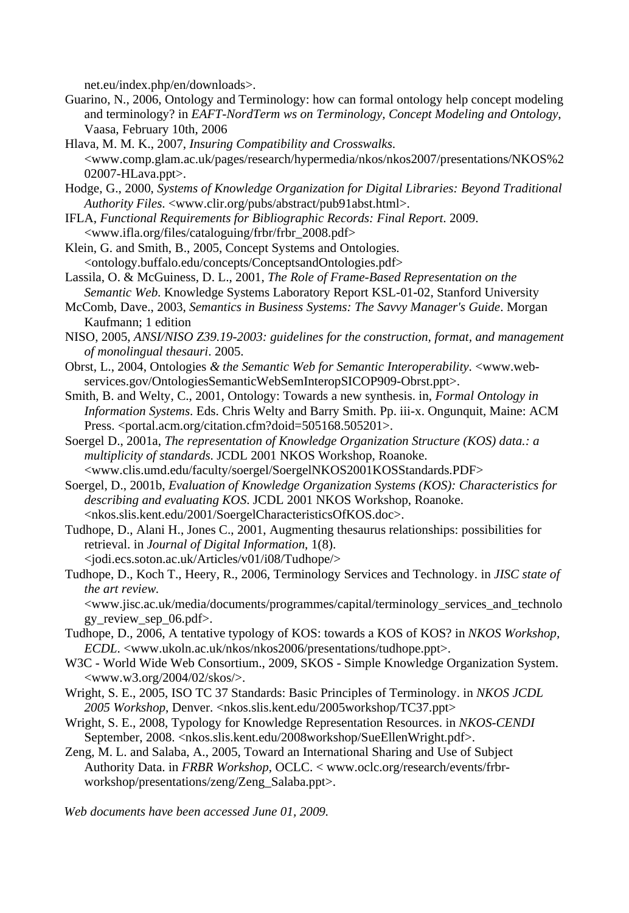net.eu/index.php/en/downloads>.

Guarino, N., 2006, Ontology and Terminology: how can formal ontology help concept modeling and terminology? in *EAFT-NordTerm ws on Terminology, Concept Modeling and Ontology*, Vaasa, February 10th, 2006

Hlava, M. M. K., 2007, *Insuring Compatibility and Crosswalks*. <www.comp.glam.ac.uk/pages/research/hypermedia/nkos/nkos2007/presentations/NKOS%202007-HLava.ppt>.

Hodge, G., 2000, *Systems of Knowledge Organization for Digital Libraries: Beyond Traditional Authority Files*. <www.clir.org/pubs/abstract/pub91abst.html>.

IFLA, *Functional Requirements for Bibliographic Records: Final Report*. 2009. <www.ifla.org/files/cataloguing/frbr/frbr_2008.pdf>

Klein, G. and Smith, B., 2005, Concept Systems and Ontologies. <ontology.buffalo.edu/concepts/ConceptsandOntologies.pdf>

Lassila, O. & McGuiness, D. L., 2001, *The Role of Frame-Based Representation on the Semantic Web*. Knowledge Systems Laboratory Report KSL-01-02, Stanford University

McComb, Dave., 2003, *Semantics in Business Systems: The Savvy Manager's Guide*. Morgan Kaufmann; 1 edition

NISO, 2005, *ANSI/NISO Z39.19-2003: guidelines for the construction, format, and management of monolingual thesauri*. 2005.

Obrst, L., 2004, Ontologies *& the Semantic Web for Semantic Interoperability*. <www.web-services.gov/OntologiesSemanticWebSemInteropSICOP909-Obrst.ppt>.

Smith, B. and Welty, C., 2001, Ontology: Towards a new synthesis. in, *Formal Ontology in Information Systems*. Eds. Chris Welty and Barry Smith. Pp. iii-x. Ongunquit, Maine: ACM Press. <portal.acm.org/citation.cfm?doid=505168.505201>.

Soergel D., 2001a, *The representation of Knowledge Organization Structure (KOS) data.: a multiplicity of standards*. JCDL 2001 NKOS Workshop, Roanoke. <www.clis.umd.edu/faculty/soergel/SoergelNKOS2001KOSStandards.PDF>

Soergel, D., 2001b, *Evaluation of Knowledge Organization Systems (KOS): Characteristics for describing and evaluating KOS*. JCDL 2001 NKOS Workshop, Roanoke. <nkos.slis.kent.edu/2001/SoergelCharacteristicsOfKOS.doc>.

Tudhope, D., Alani H., Jones C., 2001, Augmenting thesaurus relationships: possibilities for retrieval. in *Journal of Digital Information*, 1(8). <jodi.ecs.soton.ac.uk/Articles/v01/i08/Tudhope/>

Tudhope, D., Koch T., Heery, R., 2006, Terminology Services and Technology. in *JISC state of the art review*. <www.jisc.ac.uk/media/documents/programmes/capital/terminology_services_and_technology_review_sep_06.pdf>.

Tudhope, D., 2006, A tentative typology of KOS: towards a KOS of KOS? in *NKOS Workshop, ECDL*. <www.ukoln.ac.uk/nkos/nkos2006/presentations/tudhope.ppt>.

W3C - World Wide Web Consortium., 2009, SKOS - Simple Knowledge Organization System. <www.w3.org/2004/02/skos/>.

Wright, S. E., 2005, ISO TC 37 Standards: Basic Principles of Terminology. in *NKOS JCDL 2005 Workshop*, Denver. <nkos.slis.kent.edu/2005workshop/TC37.ppt>

Wright, S. E., 2008, Typology for Knowledge Representation Resources. in *NKOS-CENDI* September, 2008. <nkos.slis.kent.edu/2008workshop/SueEllenWright.pdf>.

Zeng, M. L. and Salaba, A., 2005, Toward an International Sharing and Use of Subject Authority Data. in *FRBR Workshop*, OCLC. < www.oclc.org/research/events/frbr-workshop/presentations/zeng/Zeng_Salaba.ppt>.

*Web documents have been accessed June 01, 2009.*